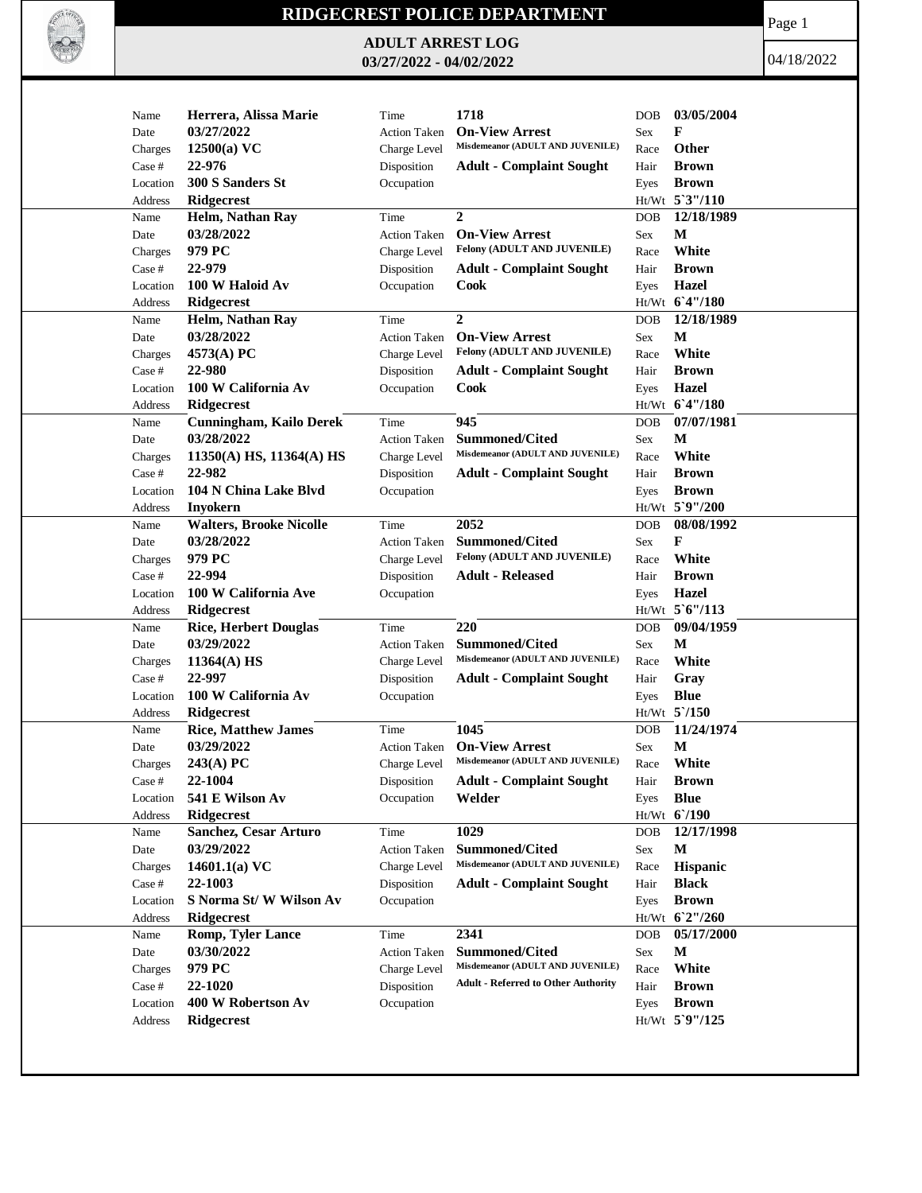# RIDGECREST POLICE DEPARTMENT

## ADULT ARREST LOG
### 03/27/2022 - 04/02/2022

04/18/2022

| Name | Date | Charges | Case # | Location | Address | Time | Action Taken | Charge Level | Disposition | Occupation | DOB | Sex | Race | Hair | Eyes | Ht/Wt |
|---|---|---|---|---|---|---|---|---|---|---|---|---|---|---|---|---|
| Herrera, Alissa Marie | 03/27/2022 | 12500(a) VC | 22-976 | 300 S Sanders St | Ridgecrest | 1718 | On-View Arrest | Misdemeanor (ADULT AND JUVENILE) | Adult - Complaint Sought | | 03/05/2004 | F | Other | Brown | Brown | 5`3"/110 |
| Helm, Nathan Ray | 03/28/2022 | 979 PC | 22-979 | 100 W Haloid Av | Ridgecrest | 2 | On-View Arrest | Felony (ADULT AND JUVENILE) | Adult - Complaint Sought | Cook | 12/18/1989 | M | White | Brown | Hazel | 6`4"/180 |
| Helm, Nathan Ray | 03/28/2022 | 4573(A) PC | 22-980 | 100 W California Av | Ridgecrest | 2 | On-View Arrest | Felony (ADULT AND JUVENILE) | Adult - Complaint Sought | Cook | 12/18/1989 | M | White | Brown | Hazel | 6`4"/180 |
| Cunningham, Kailo Derek | 03/28/2022 | 11350(A) HS, 11364(A) HS | 22-982 | 104 N China Lake Blvd | Inyokern | 945 | Summoned/Cited | Misdemeanor (ADULT AND JUVENILE) | Adult - Complaint Sought | | 07/07/1981 | M | White | Brown | Brown | 5`9"/200 |
| Walters, Brooke Nicolle | 03/28/2022 | 979 PC | 22-994 | 100 W California Ave | Ridgecrest | 2052 | Summoned/Cited | Felony (ADULT AND JUVENILE) | Adult - Released | | 08/08/1992 | F | White | Brown | Hazel | 5`6"/113 |
| Rice, Herbert Douglas | 03/29/2022 | 11364(A) HS | 22-997 | 100 W California Av | Ridgecrest | 220 | Summoned/Cited | Misdemeanor (ADULT AND JUVENILE) | Adult - Complaint Sought | | 09/04/1959 | M | White | Gray | Blue | 5`/150 |
| Rice, Matthew James | 03/29/2022 | 243(A) PC | 22-1004 | 541 E Wilson Av | Ridgecrest | 1045 | On-View Arrest | Misdemeanor (ADULT AND JUVENILE) | Adult - Complaint Sought | Welder | 11/24/1974 | M | White | Brown | Blue | 6`/190 |
| Sanchez, Cesar Arturo | 03/29/2022 | 14601.1(a) VC | 22-1003 | S Norma St/ W Wilson Av | Ridgecrest | 1029 | Summoned/Cited | Misdemeanor (ADULT AND JUVENILE) | Adult - Complaint Sought | | 12/17/1998 | M | Hispanic | Black | Brown | 6`2"/260 |
| Romp, Tyler Lance | 03/30/2022 | 979 PC | 22-1020 | 400 W Robertson Av | Ridgecrest | 2341 | Summoned/Cited | Misdemeanor (ADULT AND JUVENILE) | Adult - Referred to Other Authority | | 05/17/2000 | M | White | Brown | Brown | 5`9"/125 |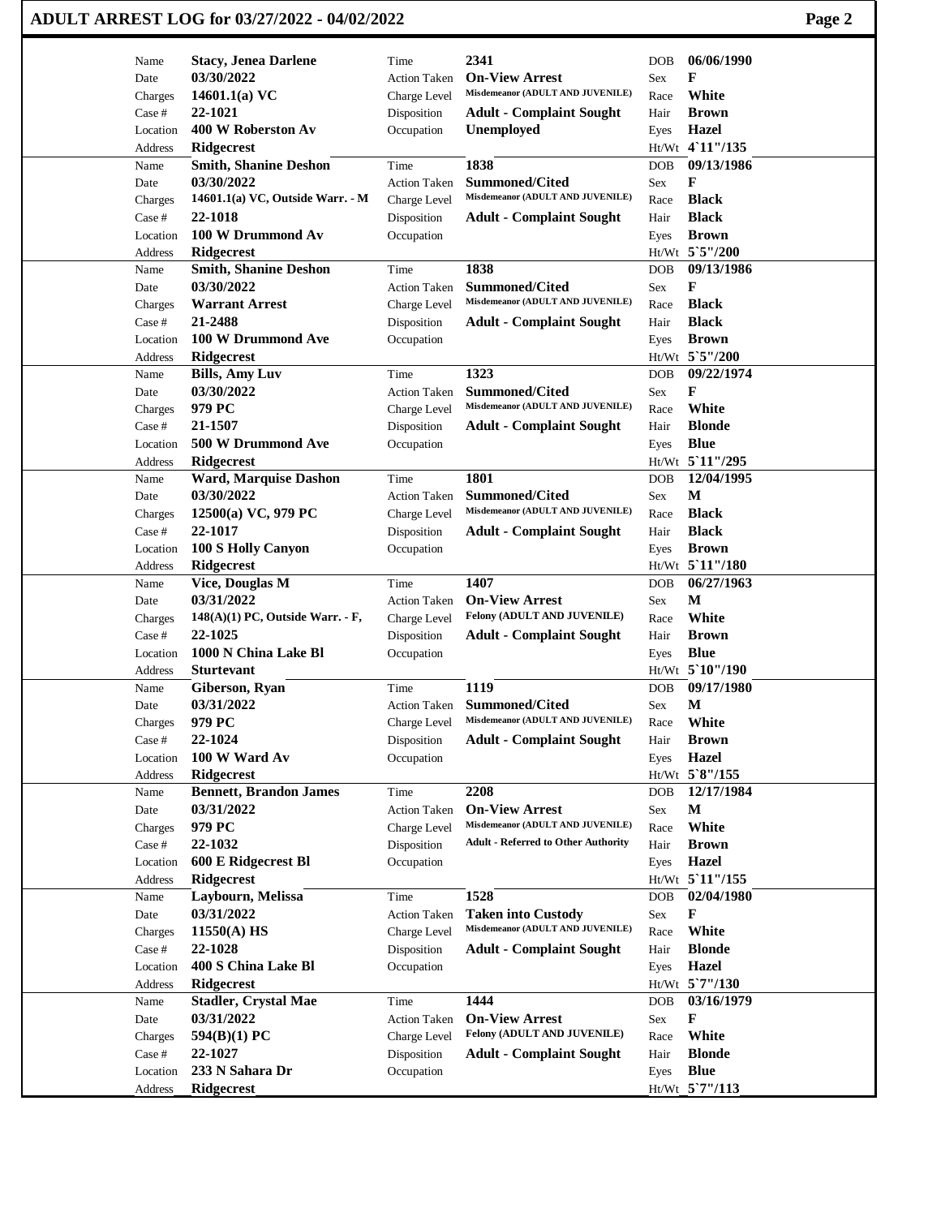# ADULT ARREST LOG for 03/27/2022 - 04/02/2022

| Name | Stacy, Jenea Darlene | Time | 2341 | DOB | 06/06/1990 |
|---|---|---|---|---|---|
| Date | 03/30/2022 | Action Taken | On-View Arrest | Sex | F |
| Charges | 14601.1(a) VC | Charge Level | Misdemeanor (ADULT AND JUVENILE) | Race | White |
| Case # | 22-1021 | Disposition | Adult - Complaint Sought | Hair | Brown |
| Location | 400 W Roberston Av | Occupation | Unemployed | Eyes | Hazel |
| Address | Ridgecrest | | | Ht/Wt | 4`11"/135 |

| Name | Smith, Shanine Deshon | Time | 1838 | DOB | 09/13/1986 |
|---|---|---|---|---|---|
| Date | 03/30/2022 | Action Taken | Summoned/Cited | Sex | F |
| Charges | 14601.1(a) VC, Outside Warr. - M | Charge Level | Misdemeanor (ADULT AND JUVENILE) | Race | Black |
| Case # | 22-1018 | Disposition | Adult - Complaint Sought | Hair | Black |
| Location | 100 W Drummond Av | Occupation | | Eyes | Brown |
| Address | Ridgecrest | | | Ht/Wt | 5`5"/200 |

| Name | Smith, Shanine Deshon | Time | 1838 | DOB | 09/13/1986 |
|---|---|---|---|---|---|
| Date | 03/30/2022 | Action Taken | Summoned/Cited | Sex | F |
| Charges | Warrant Arrest | Charge Level | Misdemeanor (ADULT AND JUVENILE) | Race | Black |
| Case # | 21-2488 | Disposition | Adult - Complaint Sought | Hair | Black |
| Location | 100 W Drummond Ave | Occupation | | Eyes | Brown |
| Address | Ridgecrest | | | Ht/Wt | 5`5"/200 |

| Name | Bills, Amy Luv | Time | 1323 | DOB | 09/22/1974 |
|---|---|---|---|---|---|
| Date | 03/30/2022 | Action Taken | Summoned/Cited | Sex | F |
| Charges | 979 PC | Charge Level | Misdemeanor (ADULT AND JUVENILE) | Race | White |
| Case # | 21-1507 | Disposition | Adult - Complaint Sought | Hair | Blonde |
| Location | 500 W Drummond Ave | Occupation | | Eyes | Blue |
| Address | Ridgecrest | | | Ht/Wt | 5`11"/295 |

| Name | Ward, Marquise Dashon | Time | 1801 | DOB | 12/04/1995 |
|---|---|---|---|---|---|
| Date | 03/30/2022 | Action Taken | Summoned/Cited | Sex | M |
| Charges | 12500(a) VC, 979 PC | Charge Level | Misdemeanor (ADULT AND JUVENILE) | Race | Black |
| Case # | 22-1017 | Disposition | Adult - Complaint Sought | Hair | Black |
| Location | 100 S Holly Canyon | Occupation | | Eyes | Brown |
| Address | Ridgecrest | | | Ht/Wt | 5`11"/180 |

| Name | Vice, Douglas M | Time | 1407 | DOB | 06/27/1963 |
|---|---|---|---|---|---|
| Date | 03/31/2022 | Action Taken | On-View Arrest | Sex | M |
| Charges | 148(A)(1) PC, Outside Warr. - F, | Charge Level | Felony (ADULT AND JUVENILE) | Race | White |
| Case # | 22-1025 | Disposition | Adult - Complaint Sought | Hair | Brown |
| Location | 1000 N China Lake Bl | Occupation | | Eyes | Blue |
| Address | Sturtevant | | | Ht/Wt | 5`10"/190 |

| Name | Giberson, Ryan | Time | 1119 | DOB | 09/17/1980 |
|---|---|---|---|---|---|
| Date | 03/31/2022 | Action Taken | Summoned/Cited | Sex | M |
| Charges | 979 PC | Charge Level | Misdemeanor (ADULT AND JUVENILE) | Race | White |
| Case # | 22-1024 | Disposition | Adult - Complaint Sought | Hair | Brown |
| Location | 100 W Ward Av | Occupation | | Eyes | Hazel |
| Address | Ridgecrest | | | Ht/Wt | 5`8"/155 |

| Name | Bennett, Brandon James | Time | 2208 | DOB | 12/17/1984 |
|---|---|---|---|---|---|
| Date | 03/31/2022 | Action Taken | On-View Arrest | Sex | M |
| Charges | 979 PC | Charge Level | Misdemeanor (ADULT AND JUVENILE) | Race | White |
| Case # | 22-1032 | Disposition | Adult - Referred to Other Authority | Hair | Brown |
| Location | 600 E Ridgecrest Bl | Occupation | | Eyes | Hazel |
| Address | Ridgecrest | | | Ht/Wt | 5`11"/155 |

| Name | Laybourn, Melissa | Time | 1528 | DOB | 02/04/1980 |
|---|---|---|---|---|---|
| Date | 03/31/2022 | Action Taken | Taken into Custody | Sex | F |
| Charges | 11550(A) HS | Charge Level | Misdemeanor (ADULT AND JUVENILE) | Race | White |
| Case # | 22-1028 | Disposition | Adult - Complaint Sought | Hair | Blonde |
| Location | 400 S China Lake Bl | Occupation | | Eyes | Hazel |
| Address | Ridgecrest | | | Ht/Wt | 5`7"/130 |

| Name | Stadler, Crystal Mae | Time | 1444 | DOB | 03/16/1979 |
|---|---|---|---|---|---|
| Date | 03/31/2022 | Action Taken | On-View Arrest | Sex | F |
| Charges | 594(B)(1) PC | Charge Level | Felony (ADULT AND JUVENILE) | Race | White |
| Case # | 22-1027 | Disposition | Adult - Complaint Sought | Hair | Blonde |
| Location | 233 N Sahara Dr | Occupation | | Eyes | Blue |
| Address | Ridgecrest | | | Ht/Wt | 5`7"/113 |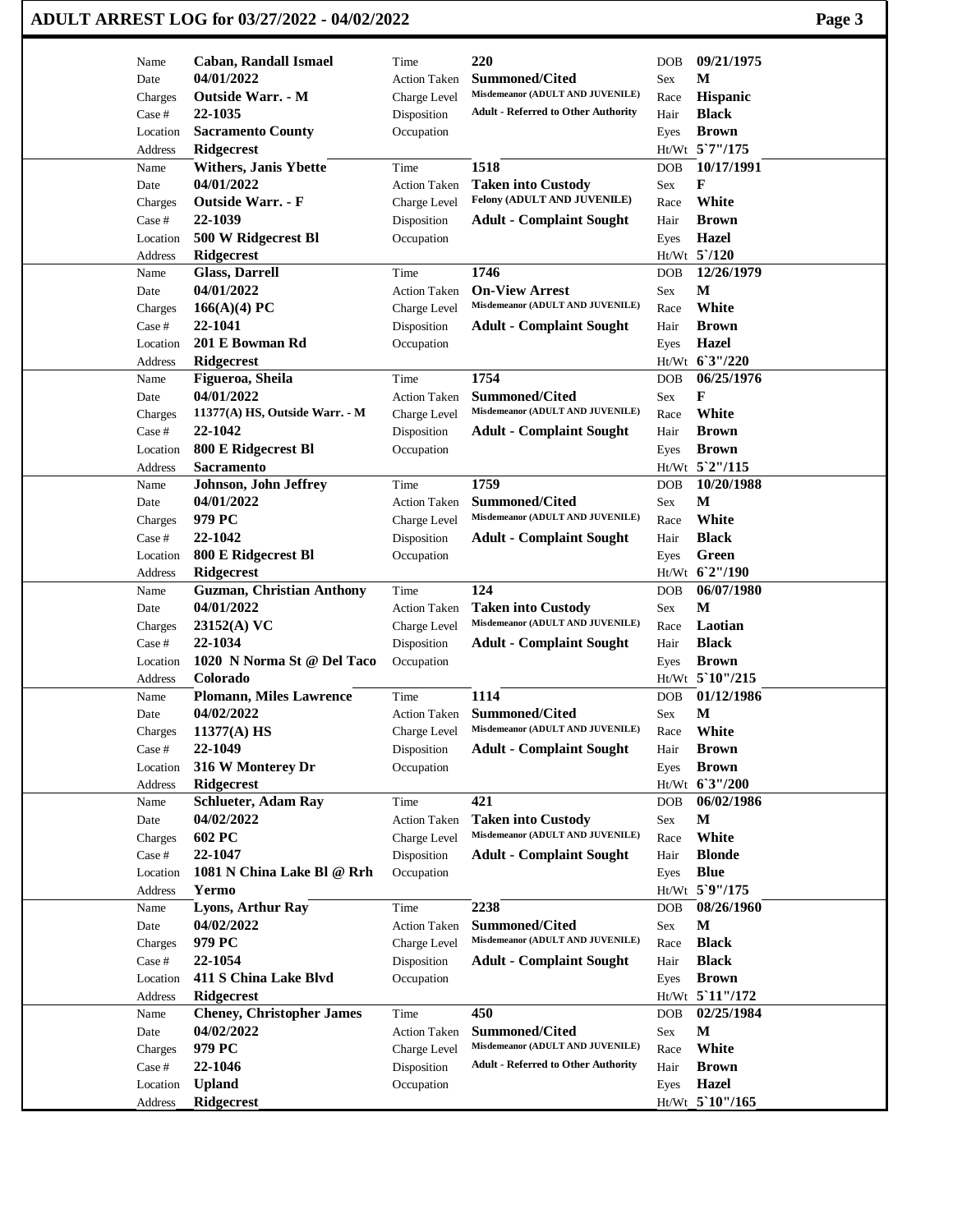# ADULT ARREST LOG for 03/27/2022 - 04/02/2022

| | | | | | |
|---|---|---|---|---|---|
| Name | **Caban, Randall Ismael** | Time | **220** | DOB | **09/21/1975** |
| Date | **04/01/2022** | Action Taken | **Summoned/Cited** | Sex | **M** |
| Charges | **Outside Warr. - M** | Charge Level | **Misdemeanor (ADULT AND JUVENILE)** | Race | **Hispanic** |
| Case # | **22-1035** | Disposition | **Adult - Referred to Other Authority** | Hair | **Black** |
| Location | **Sacramento County** | Occupation | | Eyes | **Brown** |
| Address | **Ridgecrest** | | | Ht/Wt | **5`7"/175** |
| Name | **Withers, Janis Ybette** | Time | **1518** | DOB | **10/17/1991** |
| Date | **04/01/2022** | Action Taken | **Taken into Custody** | Sex | **F** |
| Charges | **Outside Warr. - F** | Charge Level | **Felony (ADULT AND JUVENILE)** | Race | **White** |
| Case # | **22-1039** | Disposition | **Adult - Complaint Sought** | Hair | **Brown** |
| Location | **500 W Ridgecrest Bl** | Occupation | | Eyes | **Hazel** |
| Address | **Ridgecrest** | | | Ht/Wt | **5`/120** |
| Name | **Glass, Darrell** | Time | **1746** | DOB | **12/26/1979** |
| Date | **04/01/2022** | Action Taken | **On-View Arrest** | Sex | **M** |
| Charges | **166(A)(4) PC** | Charge Level | **Misdemeanor (ADULT AND JUVENILE)** | Race | **White** |
| Case # | **22-1041** | Disposition | **Adult - Complaint Sought** | Hair | **Brown** |
| Location | **201 E Bowman Rd** | Occupation | | Eyes | **Hazel** |
| Address | **Ridgecrest** | | | Ht/Wt | **6`3"/220** |
| Name | **Figueroa, Sheila** | Time | **1754** | DOB | **06/25/1976** |
| Date | **04/01/2022** | Action Taken | **Summoned/Cited** | Sex | **F** |
| Charges | **11377(A) HS, Outside Warr. - M** | Charge Level | **Misdemeanor (ADULT AND JUVENILE)** | Race | **White** |
| Case # | **22-1042** | Disposition | **Adult - Complaint Sought** | Hair | **Brown** |
| Location | **800 E Ridgecrest Bl** | Occupation | | Eyes | **Brown** |
| Address | **Sacramento** | | | Ht/Wt | **5`2"/115** |
| Name | **Johnson, John Jeffrey** | Time | **1759** | DOB | **10/20/1988** |
| Date | **04/01/2022** | Action Taken | **Summoned/Cited** | Sex | **M** |
| Charges | **979 PC** | Charge Level | **Misdemeanor (ADULT AND JUVENILE)** | Race | **White** |
| Case # | **22-1042** | Disposition | **Adult - Complaint Sought** | Hair | **Black** |
| Location | **800 E Ridgecrest Bl** | Occupation | | Eyes | **Green** |
| Address | **Ridgecrest** | | | Ht/Wt | **6`2"/190** |
| Name | **Guzman, Christian Anthony** | Time | **124** | DOB | **06/07/1980** |
| Date | **04/01/2022** | Action Taken | **Taken into Custody** | Sex | **M** |
| Charges | **23152(A) VC** | Charge Level | **Misdemeanor (ADULT AND JUVENILE)** | Race | **Laotian** |
| Case # | **22-1034** | Disposition | **Adult - Complaint Sought** | Hair | **Black** |
| Location | **1020 N Norma St @ Del Taco** | Occupation | | Eyes | **Brown** |
| Address | **Colorado** | | | Ht/Wt | **5`10"/215** |
| Name | **Plomann, Miles Lawrence** | Time | **1114** | DOB | **01/12/1986** |
| Date | **04/02/2022** | Action Taken | **Summoned/Cited** | Sex | **M** |
| Charges | **11377(A) HS** | Charge Level | **Misdemeanor (ADULT AND JUVENILE)** | Race | **White** |
| Case # | **22-1049** | Disposition | **Adult - Complaint Sought** | Hair | **Brown** |
| Location | **316 W Monterey Dr** | Occupation | | Eyes | **Brown** |
| Address | **Ridgecrest** | | | Ht/Wt | **6`3"/200** |
| Name | **Schlueter, Adam Ray** | Time | **421** | DOB | **06/02/1986** |
| Date | **04/02/2022** | Action Taken | **Taken into Custody** | Sex | **M** |
| Charges | **602 PC** | Charge Level | **Misdemeanor (ADULT AND JUVENILE)** | Race | **White** |
| Case # | **22-1047** | Disposition | **Adult - Complaint Sought** | Hair | **Blonde** |
| Location | **1081 N China Lake Bl @ Rrh** | Occupation | | Eyes | **Blue** |
| Address | **Yermo** | | | Ht/Wt | **5`9"/175** |
| Name | **Lyons, Arthur Ray** | Time | **2238** | DOB | **08/26/1960** |
| Date | **04/02/2022** | Action Taken | **Summoned/Cited** | Sex | **M** |
| Charges | **979 PC** | Charge Level | **Misdemeanor (ADULT AND JUVENILE)** | Race | **Black** |
| Case # | **22-1054** | Disposition | **Adult - Complaint Sought** | Hair | **Black** |
| Location | **411 S China Lake Blvd** | Occupation | | Eyes | **Brown** |
| Address | **Ridgecrest** | | | Ht/Wt | **5`11"/172** |
| Name | **Cheney, Christopher James** | Time | **450** | DOB | **02/25/1984** |
| Date | **04/02/2022** | Action Taken | **Summoned/Cited** | Sex | **M** |
| Charges | **979 PC** | Charge Level | **Misdemeanor (ADULT AND JUVENILE)** | Race | **White** |
| Case # | **22-1046** | Disposition | **Adult - Referred to Other Authority** | Hair | **Brown** |
| Location | **Upland** | Occupation | | Eyes | **Hazel** |
| Address | **Ridgecrest** | | | Ht/Wt | **5`10"/165** |